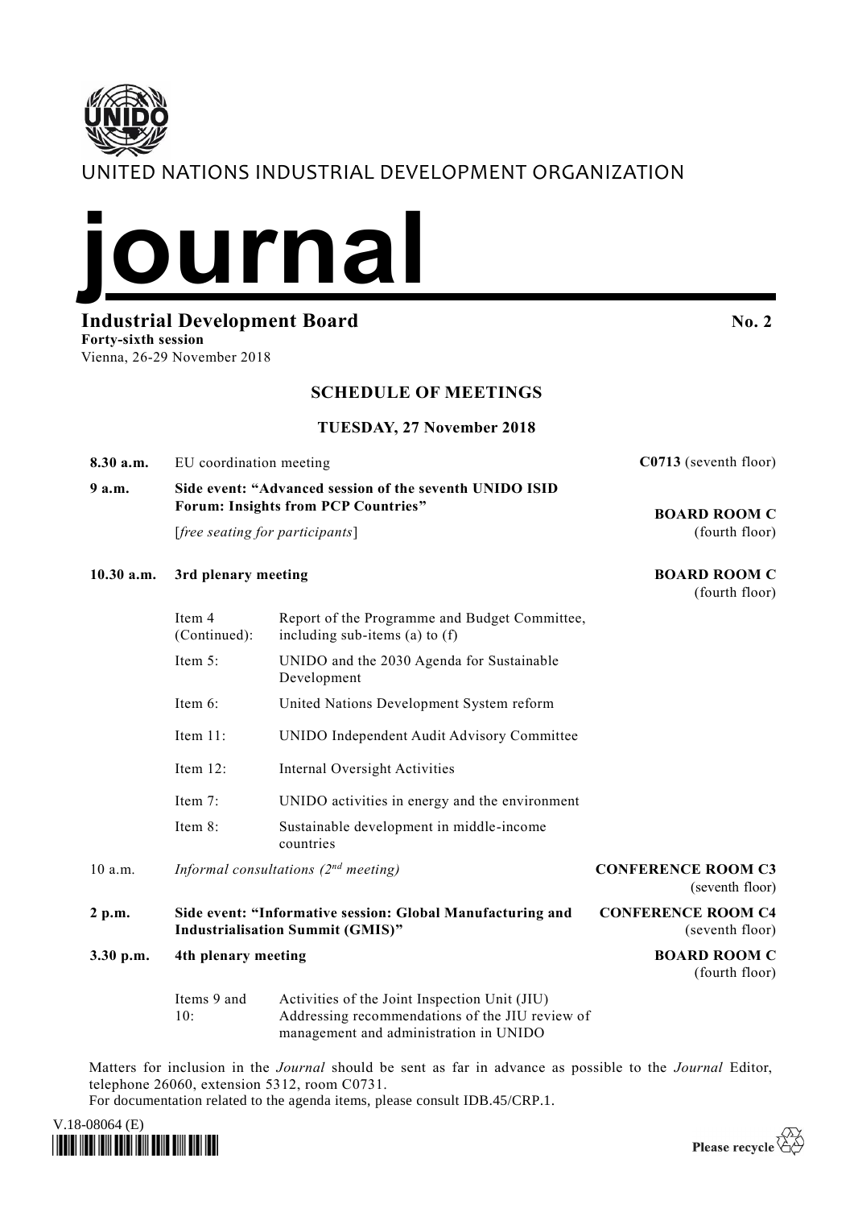UNITED NATIONS INDUSTRIAL DEVELOPMENT ORGANIZATION

# journal

## Industrial Development Board

**No. 2**

**Forty-sixth session**
Vienna, 26-29 November 2018

### SCHEDULE OF MEETINGS

### TUESDAY, 27 November 2018

**8.30 a.m.** EU coordination meeting — **C0713** (seventh floor)

**9 a.m.** **Side event: "Advanced session of the seventh UNIDO ISID Forum: Insights from PCP Countries"** — **BOARD ROOM C** (fourth floor)
[*free seating for participants*]

**10.30 a.m.** **3rd plenary meeting** — **BOARD ROOM C** (fourth floor)

| | |
|---|---|
| Item 4 (Continued): | Report of the Programme and Budget Committee, including sub-items (a) to (f) |
| Item 5: | UNIDO and the 2030 Agenda for Sustainable Development |
| Item 6: | United Nations Development System reform |
| Item 11: | UNIDO Independent Audit Advisory Committee |
| Item 12: | Internal Oversight Activities |
| Item 7: | UNIDO activities in energy and the environment |
| Item 8: | Sustainable development in middle-income countries |

10 a.m. *Informal consultations (2nd meeting)* — **CONFERENCE ROOM C3** (seventh floor)

**2 p.m.** **Side event: "Informative session: Global Manufacturing and Industrialisation Summit (GMIS)"** — **CONFERENCE ROOM C4** (seventh floor)

**3.30 p.m.** **4th plenary meeting** — **BOARD ROOM C** (fourth floor)

| | |
|---|---|
| Items 9 and 10: | Activities of the Joint Inspection Unit (JIU) Addressing recommendations of the JIU review of management and administration in UNIDO |

Matters for inclusion in the *Journal* should be sent as far in advance as possible to the *Journal* Editor, telephone 26060, extension 5312, room C0731.
For documentation related to the agenda items, please consult IDB.45/CRP.1.

V.18-08064 (E)

Please recycle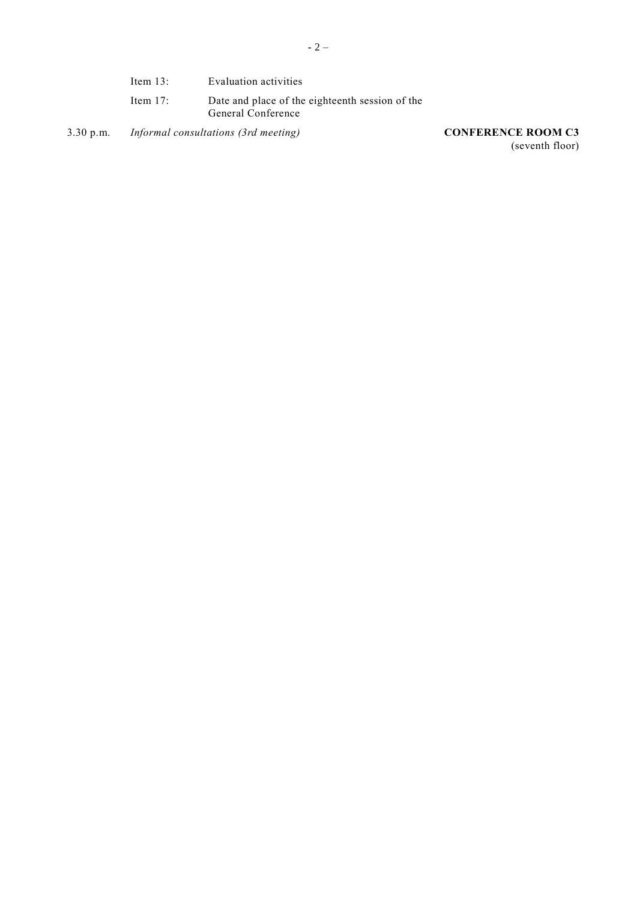Item 13: Evaluation activities

Item 17: Date and place of the eighteenth session of the General Conference

3.30 p.m. *Informal consultations (3rd meeting)* **CONFERENCE ROOM C3** (seventh floor)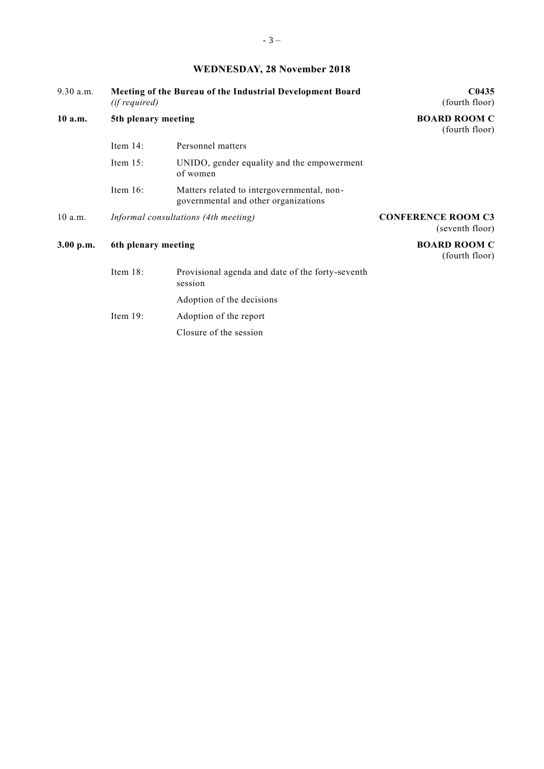## WEDNESDAY, 28 November 2018

| | | | |
|---|---|---|---|
| 9.30 a.m. | **Meeting of the Bureau of the Industrial Development Board** *(if required)* | | **C0435** (fourth floor) |
| **10 a.m.** | **5th plenary meeting** | | **BOARD ROOM C** (fourth floor) |
| | Item 14: | Personnel matters | |
| | Item 15: | UNIDO, gender equality and the empowerment of women | |
| | Item 16: | Matters related to intergovernmental, non-governmental and other organizations | |
| 10 a.m. | *Informal consultations (4th meeting)* | | **CONFERENCE ROOM C3** (seventh floor) |
| **3.00 p.m.** | **6th plenary meeting** | | **BOARD ROOM C** (fourth floor) |
| | Item 18: | Provisional agenda and date of the forty-seventh session | |
| | | Adoption of the decisions | |
| | Item 19: | Adoption of the report | |
| | | Closure of the session | |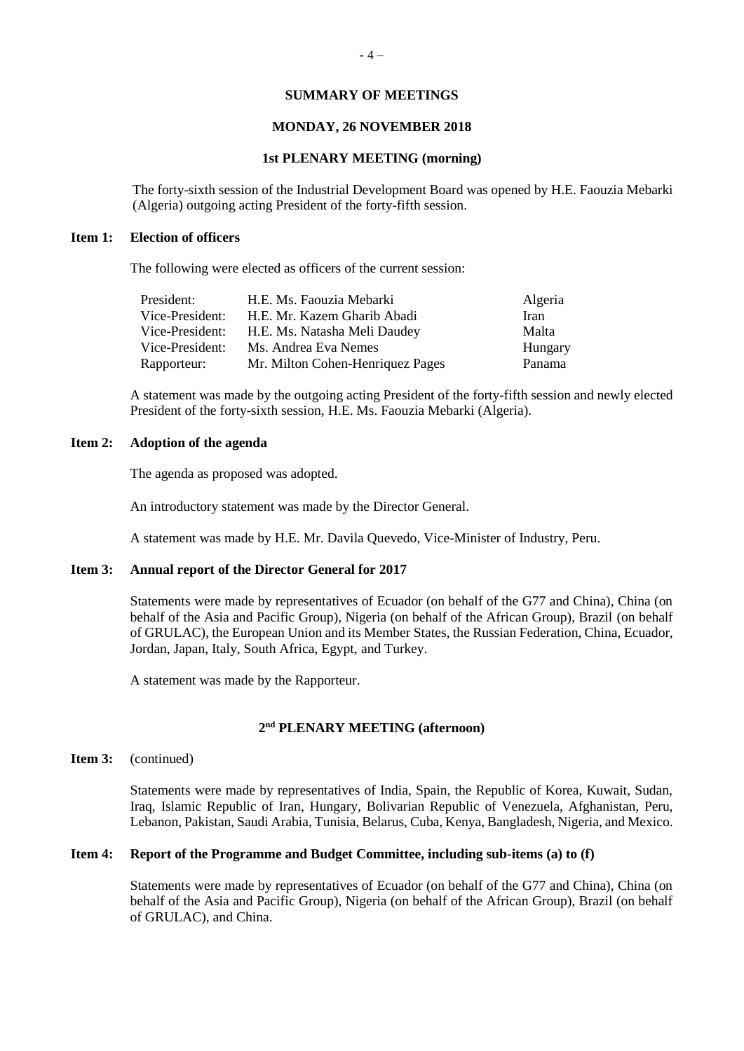## SUMMARY OF MEETINGS

### MONDAY, 26 NOVEMBER 2018

### 1st PLENARY MEETING (morning)

The forty-sixth session of the Industrial Development Board was opened by H.E. Faouzia Mebarki (Algeria) outgoing acting President of the forty-fifth session.

**Item 1: Election of officers**

The following were elected as officers of the current session:

| | | |
|---|---|---|
| President: | H.E. Ms. Faouzia Mebarki | Algeria |
| Vice-President: | H.E. Mr. Kazem Gharib Abadi | Iran |
| Vice-President: | H.E. Ms. Natasha Meli Daudey | Malta |
| Vice-President: | Ms. Andrea Eva Nemes | Hungary |
| Rapporteur: | Mr. Milton Cohen-Henriquez Pages | Panama |

A statement was made by the outgoing acting President of the forty-fifth session and newly elected President of the forty-sixth session, H.E. Ms. Faouzia Mebarki (Algeria).

**Item 2: Adoption of the agenda**

The agenda as proposed was adopted.

An introductory statement was made by the Director General.

A statement was made by H.E. Mr. Davila Quevedo, Vice-Minister of Industry, Peru.

**Item 3: Annual report of the Director General for 2017**

Statements were made by representatives of Ecuador (on behalf of the G77 and China), China (on behalf of the Asia and Pacific Group), Nigeria (on behalf of the African Group), Brazil (on behalf of GRULAC), the European Union and its Member States, the Russian Federation, China, Ecuador, Jordan, Japan, Italy, South Africa, Egypt, and Turkey.

A statement was made by the Rapporteur.

### 2nd PLENARY MEETING (afternoon)

**Item 3:** (continued)

Statements were made by representatives of India, Spain, the Republic of Korea, Kuwait, Sudan, Iraq, Islamic Republic of Iran, Hungary, Bolivarian Republic of Venezuela, Afghanistan, Peru, Lebanon, Pakistan, Saudi Arabia, Tunisia, Belarus, Cuba, Kenya, Bangladesh, Nigeria, and Mexico.

**Item 4: Report of the Programme and Budget Committee, including sub-items (a) to (f)**

Statements were made by representatives of Ecuador (on behalf of the G77 and China), China (on behalf of the Asia and Pacific Group), Nigeria (on behalf of the African Group), Brazil (on behalf of GRULAC), and China.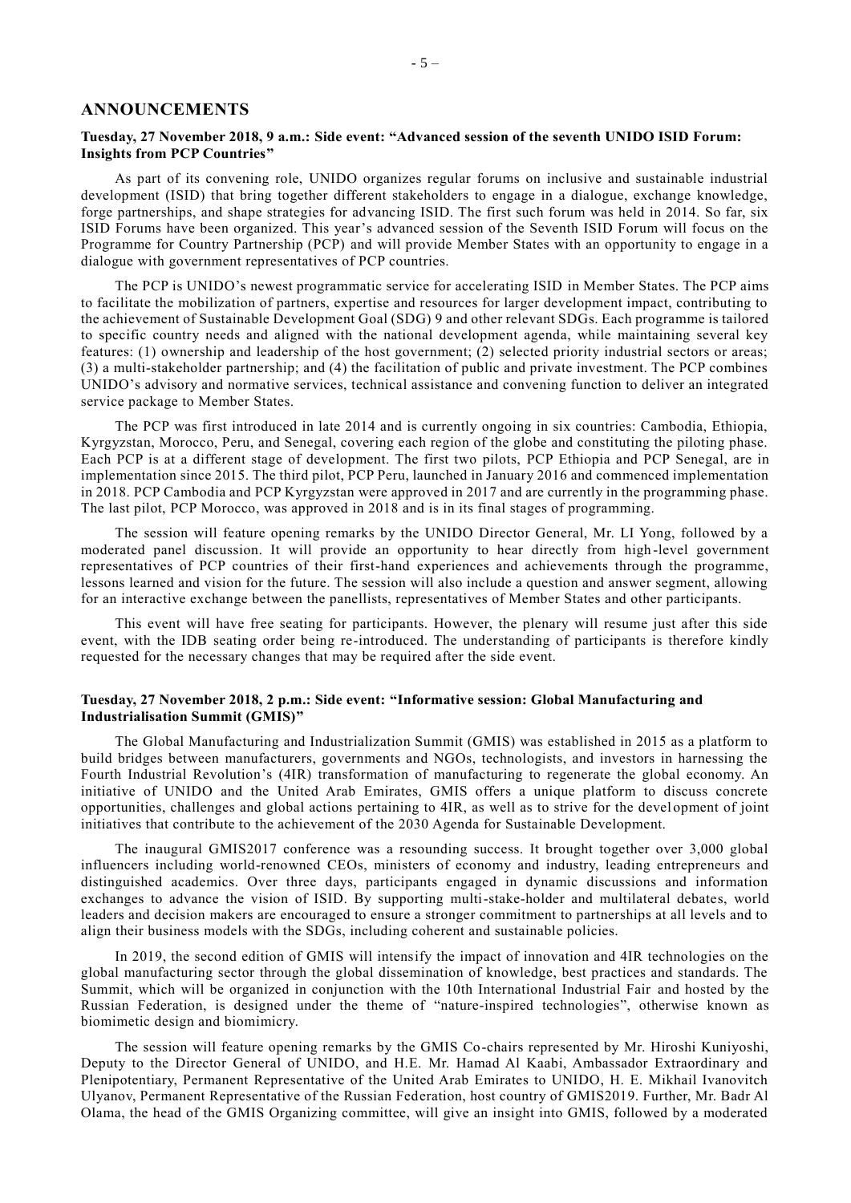## ANNOUNCEMENTS

### Tuesday, 27 November 2018, 9 a.m.: Side event: "Advanced session of the seventh UNIDO ISID Forum: Insights from PCP Countries"

As part of its convening role, UNIDO organizes regular forums on inclusive and sustainable industrial development (ISID) that bring together different stakeholders to engage in a dialogue, exchange knowledge, forge partnerships, and shape strategies for advancing ISID. The first such forum was held in 2014. So far, six ISID Forums have been organized. This year's advanced session of the Seventh ISID Forum will focus on the Programme for Country Partnership (PCP) and will provide Member States with an opportunity to engage in a dialogue with government representatives of PCP countries.

The PCP is UNIDO's newest programmatic service for accelerating ISID in Member States. The PCP aims to facilitate the mobilization of partners, expertise and resources for larger development impact, contributing to the achievement of Sustainable Development Goal (SDG) 9 and other relevant SDGs. Each programme is tailored to specific country needs and aligned with the national development agenda, while maintaining several key features: (1) ownership and leadership of the host government; (2) selected priority industrial sectors or areas; (3) a multi-stakeholder partnership; and (4) the facilitation of public and private investment. The PCP combines UNIDO's advisory and normative services, technical assistance and convening function to deliver an integrated service package to Member States.

The PCP was first introduced in late 2014 and is currently ongoing in six countries: Cambodia, Ethiopia, Kyrgyzstan, Morocco, Peru, and Senegal, covering each region of the globe and constituting the piloting phase. Each PCP is at a different stage of development. The first two pilots, PCP Ethiopia and PCP Senegal, are in implementation since 2015. The third pilot, PCP Peru, launched in January 2016 and commenced implementation in 2018. PCP Cambodia and PCP Kyrgyzstan were approved in 2017 and are currently in the programming phase. The last pilot, PCP Morocco, was approved in 2018 and is in its final stages of programming.

The session will feature opening remarks by the UNIDO Director General, Mr. LI Yong, followed by a moderated panel discussion. It will provide an opportunity to hear directly from high-level government representatives of PCP countries of their first-hand experiences and achievements through the programme, lessons learned and vision for the future. The session will also include a question and answer segment, allowing for an interactive exchange between the panellists, representatives of Member States and other participants.

This event will have free seating for participants. However, the plenary will resume just after this side event, with the IDB seating order being re-introduced. The understanding of participants is therefore kindly requested for the necessary changes that may be required after the side event.

### Tuesday, 27 November 2018, 2 p.m.: Side event: "Informative session: Global Manufacturing and Industrialisation Summit (GMIS)"

The Global Manufacturing and Industrialization Summit (GMIS) was established in 2015 as a platform to build bridges between manufacturers, governments and NGOs, technologists, and investors in harnessing the Fourth Industrial Revolution's (4IR) transformation of manufacturing to regenerate the global economy. An initiative of UNIDO and the United Arab Emirates, GMIS offers a unique platform to discuss concrete opportunities, challenges and global actions pertaining to 4IR, as well as to strive for the development of joint initiatives that contribute to the achievement of the 2030 Agenda for Sustainable Development.

The inaugural GMIS2017 conference was a resounding success. It brought together over 3,000 global influencers including world-renowned CEOs, ministers of economy and industry, leading entrepreneurs and distinguished academics. Over three days, participants engaged in dynamic discussions and information exchanges to advance the vision of ISID. By supporting multi-stake-holder and multilateral debates, world leaders and decision makers are encouraged to ensure a stronger commitment to partnerships at all levels and to align their business models with the SDGs, including coherent and sustainable policies.

In 2019, the second edition of GMIS will intensify the impact of innovation and 4IR technologies on the global manufacturing sector through the global dissemination of knowledge, best practices and standards. The Summit, which will be organized in conjunction with the 10th International Industrial Fair and hosted by the Russian Federation, is designed under the theme of "nature-inspired technologies", otherwise known as biomimetic design and biomimicry.

The session will feature opening remarks by the GMIS Co-chairs represented by Mr. Hiroshi Kuniyoshi, Deputy to the Director General of UNIDO, and H.E. Mr. Hamad Al Kaabi, Ambassador Extraordinary and Plenipotentiary, Permanent Representative of the United Arab Emirates to UNIDO, H. E. Mikhail Ivanovitch Ulyanov, Permanent Representative of the Russian Federation, host country of GMIS2019. Further, Mr. Badr Al Olama, the head of the GMIS Organizing committee, will give an insight into GMIS, followed by a moderated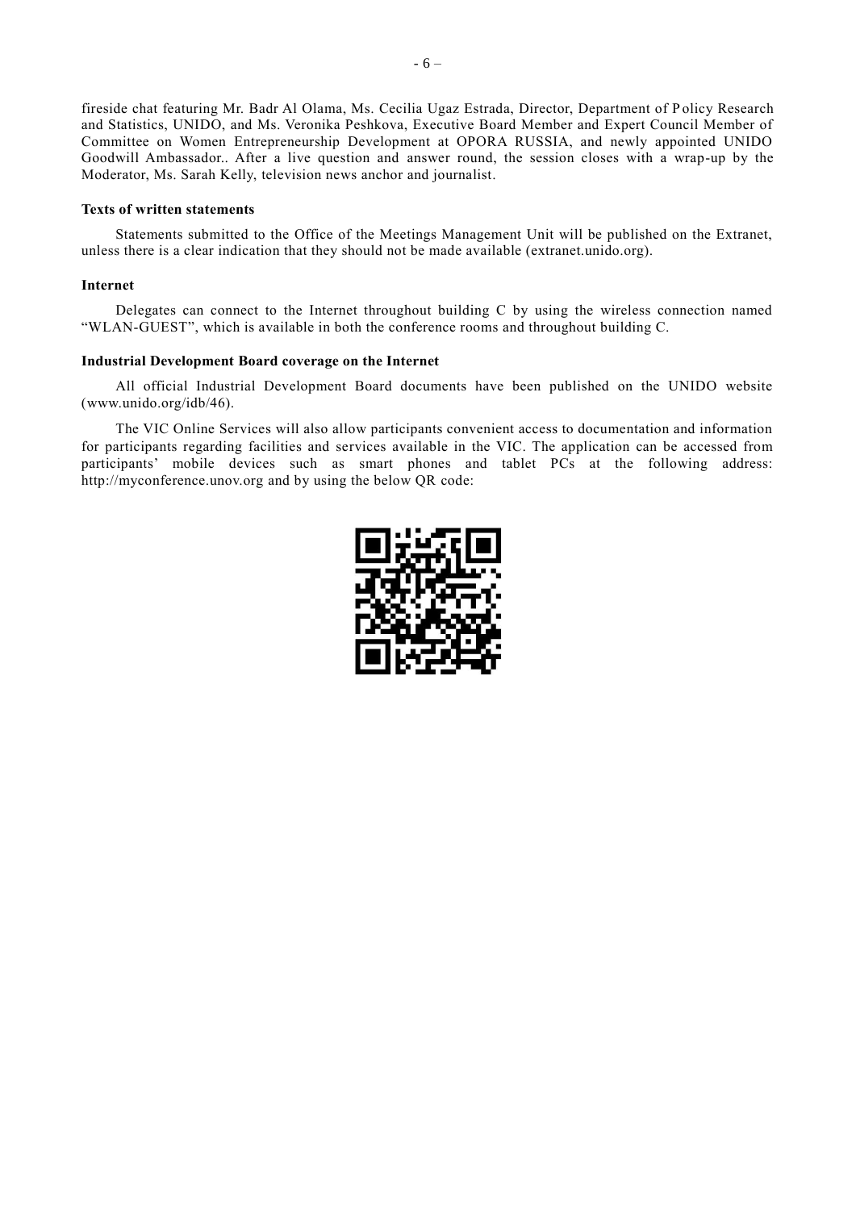fireside chat featuring Mr. Badr Al Olama, Ms. Cecilia Ugaz Estrada, Director, Department of Policy Research and Statistics, UNIDO, and Ms. Veronika Peshkova, Executive Board Member and Expert Council Member of Committee on Women Entrepreneurship Development at OPORA RUSSIA, and newly appointed UNIDO Goodwill Ambassador.. After a live question and answer round, the session closes with a wrap-up by the Moderator, Ms. Sarah Kelly, television news anchor and journalist.

**Texts of written statements**

Statements submitted to the Office of the Meetings Management Unit will be published on the Extranet, unless there is a clear indication that they should not be made available (extranet.unido.org).

**Internet**

Delegates can connect to the Internet throughout building C by using the wireless connection named "WLAN-GUEST", which is available in both the conference rooms and throughout building C.

**Industrial Development Board coverage on the Internet**

All official Industrial Development Board documents have been published on the UNIDO website (www.unido.org/idb/46).

The VIC Online Services will also allow participants convenient access to documentation and information for participants regarding facilities and services available in the VIC. The application can be accessed from participants' mobile devices such as smart phones and tablet PCs at the following address: http://myconference.unov.org and by using the below QR code: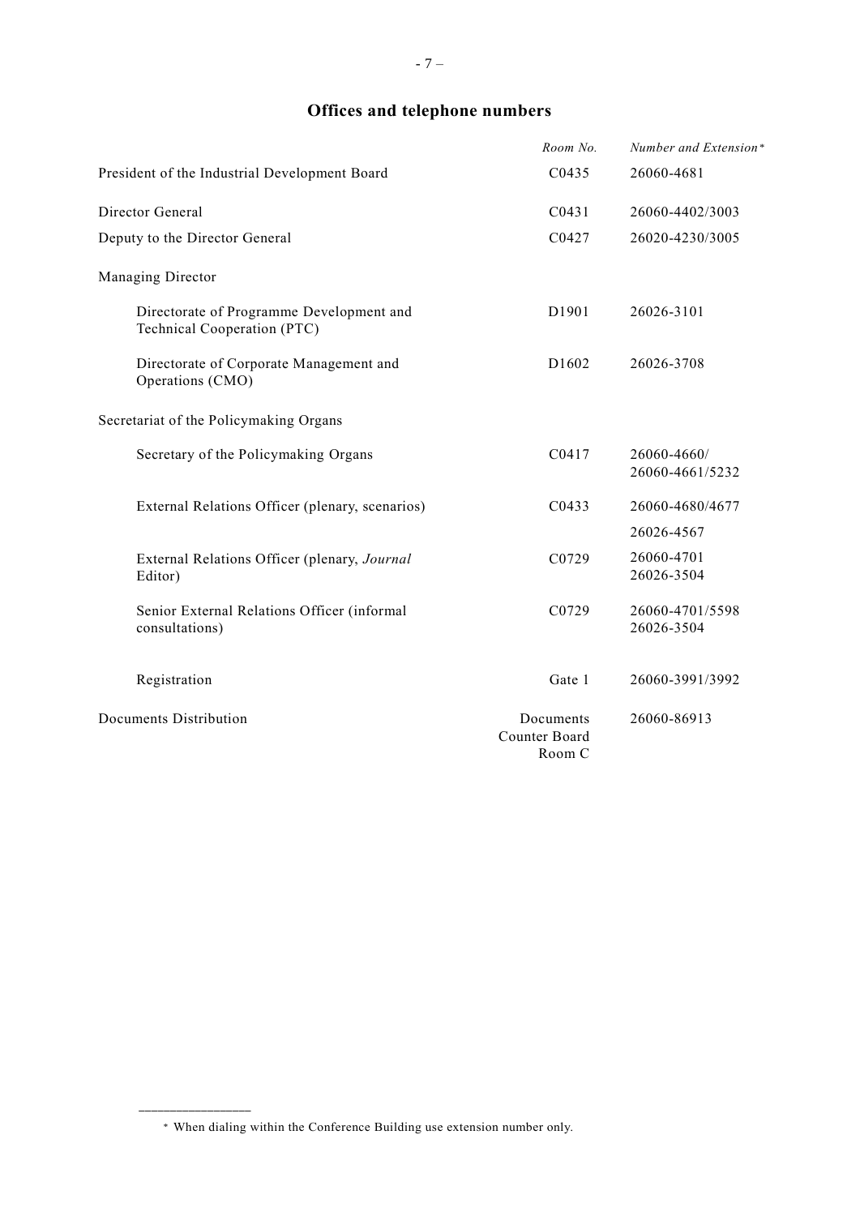## Offices and telephone numbers

| | *Room No.* | *Number and Extension*[*] |
|---|---|---|
| President of the Industrial Development Board | C0435 | 26060-4681 |
| Director General | C0431 | 26060-4402/3003 |
| Deputy to the Director General | C0427 | 26020-4230/3005 |
| Managing Director | | |
| Directorate of Programme Development and Technical Cooperation (PTC) | D1901 | 26026-3101 |
| Directorate of Corporate Management and Operations (CMO) | D1602 | 26026-3708 |
| Secretariat of the Policymaking Organs | | |
| Secretary of the Policymaking Organs | C0417 | 26060-4660/ 26060-4661/5232 |
| External Relations Officer (plenary, scenarios) | C0433 | 26060-4680/4677 |
| | | 26026-4567 |
| External Relations Officer (plenary, *Journal* Editor) | C0729 | 26060-4701 26026-3504 |
| Senior External Relations Officer (informal consultations) | C0729 | 26060-4701/5598 26026-3504 |
| Registration | Gate 1 | 26060-3991/3992 |
| Documents Distribution | Documents Counter Board Room C | 26060-86913 |

[*] When dialing within the Conference Building use extension number only.